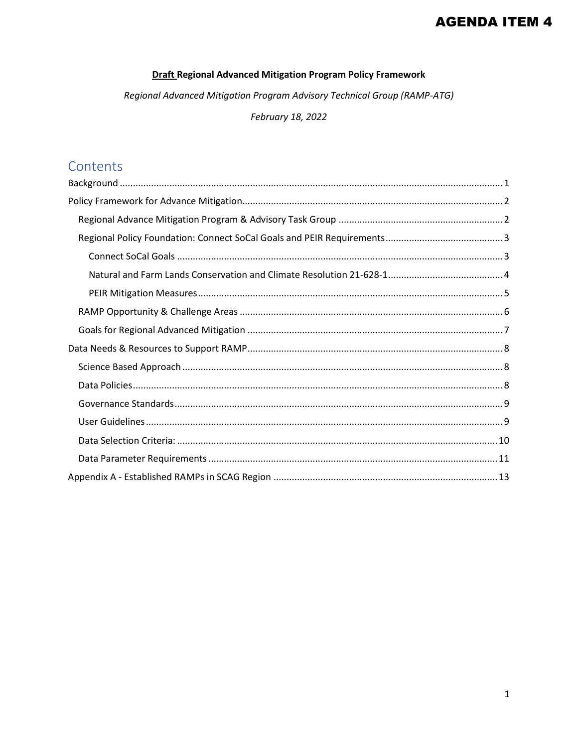# AGENDA ITEM 4

**<u>Draft</u> Regional Advanced Mitigation Program Policy Framework**

*Regional Advanced Mitigation Program Advisory Technical Group (RAMP-ATG)*

*February 18, 2022*

## Contents

- Background ..... 1
- Policy Framework for Advance Mitigation ..... 2
  - Regional Advance Mitigation Program & Advisory Task Group ..... 2
  - Regional Policy Foundation: Connect SoCal Goals and PEIR Requirements ..... 3
    - Connect SoCal Goals ..... 3
    - Natural and Farm Lands Conservation and Climate Resolution 21-628-1 ..... 4
    - PEIR Mitigation Measures ..... 5
  - RAMP Opportunity & Challenge Areas ..... 6
  - Goals for Regional Advanced Mitigation ..... 7
- Data Needs & Resources to Support RAMP ..... 8
  - Science Based Approach ..... 8
  - Data Policies ..... 8
  - Governance Standards ..... 9
  - User Guidelines ..... 9
  - Data Selection Criteria: ..... 10
  - Data Parameter Requirements ..... 11
- Appendix A - Established RAMPs in SCAG Region ..... 13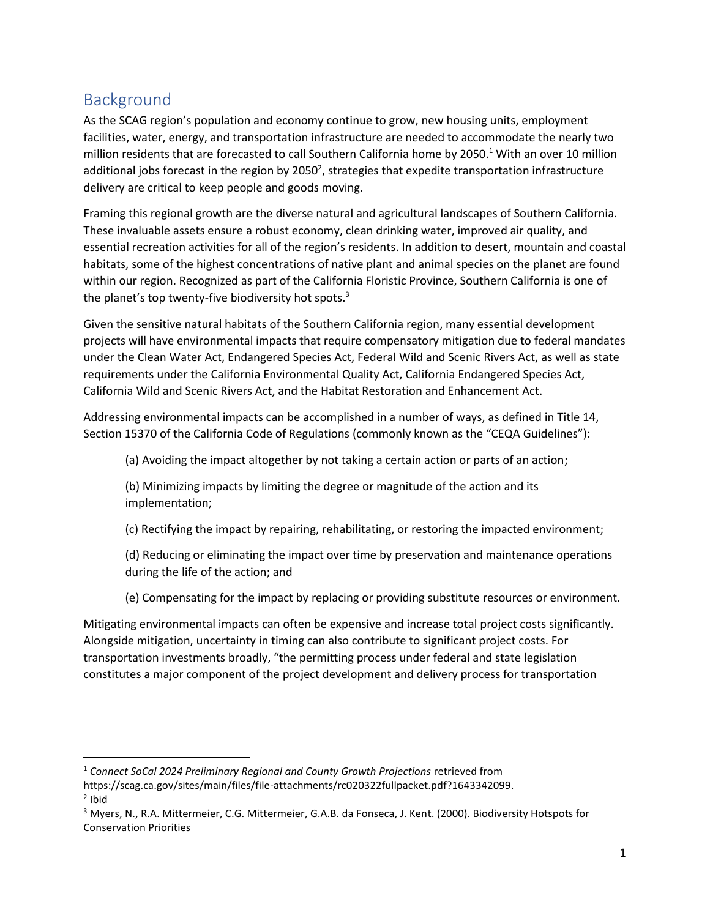## Background

As the SCAG region's population and economy continue to grow, new housing units, employment facilities, water, energy, and transportation infrastructure are needed to accommodate the nearly two million residents that are forecasted to call Southern California home by 2050.[1] With an over 10 million additional jobs forecast in the region by 2050[2], strategies that expedite transportation infrastructure delivery are critical to keep people and goods moving.

Framing this regional growth are the diverse natural and agricultural landscapes of Southern California. These invaluable assets ensure a robust economy, clean drinking water, improved air quality, and essential recreation activities for all of the region's residents. In addition to desert, mountain and coastal habitats, some of the highest concentrations of native plant and animal species on the planet are found within our region. Recognized as part of the California Floristic Province, Southern California is one of the planet's top twenty-five biodiversity hot spots.[3]

Given the sensitive natural habitats of the Southern California region, many essential development projects will have environmental impacts that require compensatory mitigation due to federal mandates under the Clean Water Act, Endangered Species Act, Federal Wild and Scenic Rivers Act, as well as state requirements under the California Environmental Quality Act, California Endangered Species Act, California Wild and Scenic Rivers Act, and the Habitat Restoration and Enhancement Act.

Addressing environmental impacts can be accomplished in a number of ways, as defined in Title 14, Section 15370 of the California Code of Regulations (commonly known as the "CEQA Guidelines"):

> (a) Avoiding the impact altogether by not taking a certain action or parts of an action;
>
> (b) Minimizing impacts by limiting the degree or magnitude of the action and its implementation;
>
> (c) Rectifying the impact by repairing, rehabilitating, or restoring the impacted environment;
>
> (d) Reducing or eliminating the impact over time by preservation and maintenance operations during the life of the action; and
>
> (e) Compensating for the impact by replacing or providing substitute resources or environment.

Mitigating environmental impacts can often be expensive and increase total project costs significantly. Alongside mitigation, uncertainty in timing can also contribute to significant project costs. For transportation investments broadly, "the permitting process under federal and state legislation constitutes a major component of the project development and delivery process for transportation

---

[1] *Connect SoCal 2024 Preliminary Regional and County Growth Projections* retrieved from https://scag.ca.gov/sites/main/files/file-attachments/rc020322fullpacket.pdf?1643342099.

[2] Ibid

[3] Myers, N., R.A. Mittermeier, C.G. Mittermeier, G.A.B. da Fonseca, J. Kent. (2000). Biodiversity Hotspots for Conservation Priorities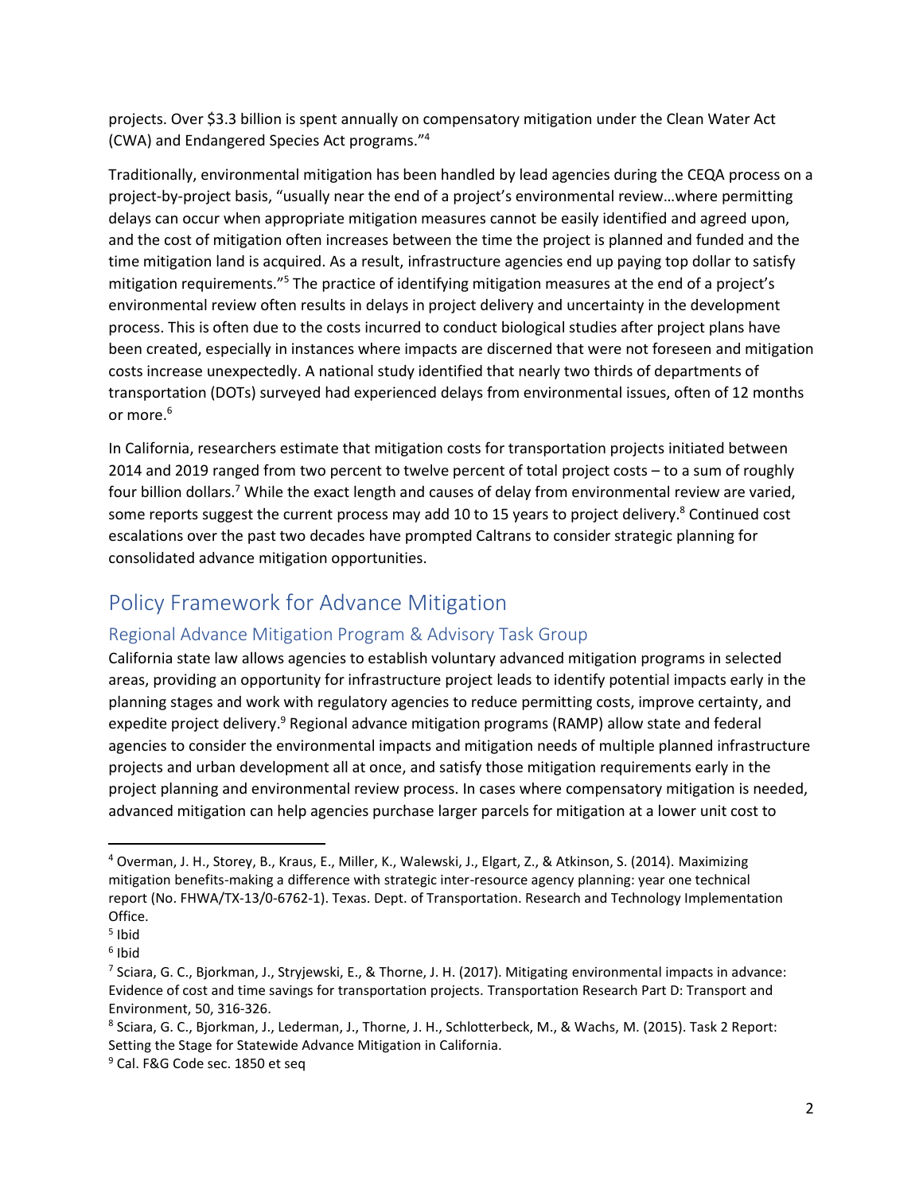projects. Over $3.3 billion is spent annually on compensatory mitigation under the Clean Water Act (CWA) and Endangered Species Act programs."[4]

Traditionally, environmental mitigation has been handled by lead agencies during the CEQA process on a project-by-project basis, "usually near the end of a project's environmental review…where permitting delays can occur when appropriate mitigation measures cannot be easily identified and agreed upon, and the cost of mitigation often increases between the time the project is planned and funded and the time mitigation land is acquired. As a result, infrastructure agencies end up paying top dollar to satisfy mitigation requirements."[5] The practice of identifying mitigation measures at the end of a project's environmental review often results in delays in project delivery and uncertainty in the development process. This is often due to the costs incurred to conduct biological studies after project plans have been created, especially in instances where impacts are discerned that were not foreseen and mitigation costs increase unexpectedly. A national study identified that nearly two thirds of departments of transportation (DOTs) surveyed had experienced delays from environmental issues, often of 12 months or more.[6]

In California, researchers estimate that mitigation costs for transportation projects initiated between 2014 and 2019 ranged from two percent to twelve percent of total project costs – to a sum of roughly four billion dollars.[7] While the exact length and causes of delay from environmental review are varied, some reports suggest the current process may add 10 to 15 years to project delivery.[8] Continued cost escalations over the past two decades have prompted Caltrans to consider strategic planning for consolidated advance mitigation opportunities.

## Policy Framework for Advance Mitigation

### Regional Advance Mitigation Program & Advisory Task Group

California state law allows agencies to establish voluntary advanced mitigation programs in selected areas, providing an opportunity for infrastructure project leads to identify potential impacts early in the planning stages and work with regulatory agencies to reduce permitting costs, improve certainty, and expedite project delivery.[9] Regional advance mitigation programs (RAMP) allow state and federal agencies to consider the environmental impacts and mitigation needs of multiple planned infrastructure projects and urban development all at once, and satisfy those mitigation requirements early in the project planning and environmental review process. In cases where compensatory mitigation is needed, advanced mitigation can help agencies purchase larger parcels for mitigation at a lower unit cost to

---

[4] Overman, J. H., Storey, B., Kraus, E., Miller, K., Walewski, J., Elgart, Z., & Atkinson, S. (2014). Maximizing mitigation benefits-making a difference with strategic inter-resource agency planning: year one technical report (No. FHWA/TX-13/0-6762-1). Texas. Dept. of Transportation. Research and Technology Implementation Office.

[5] Ibid

[6] Ibid

[7] Sciara, G. C., Bjorkman, J., Stryjewski, E., & Thorne, J. H. (2017). Mitigating environmental impacts in advance: Evidence of cost and time savings for transportation projects. Transportation Research Part D: Transport and Environment, 50, 316-326.

[8] Sciara, G. C., Bjorkman, J., Lederman, J., Thorne, J. H., Schlotterbeck, M., & Wachs, M. (2015). Task 2 Report: Setting the Stage for Statewide Advance Mitigation in California.

[9] Cal. F&G Code sec. 1850 et seq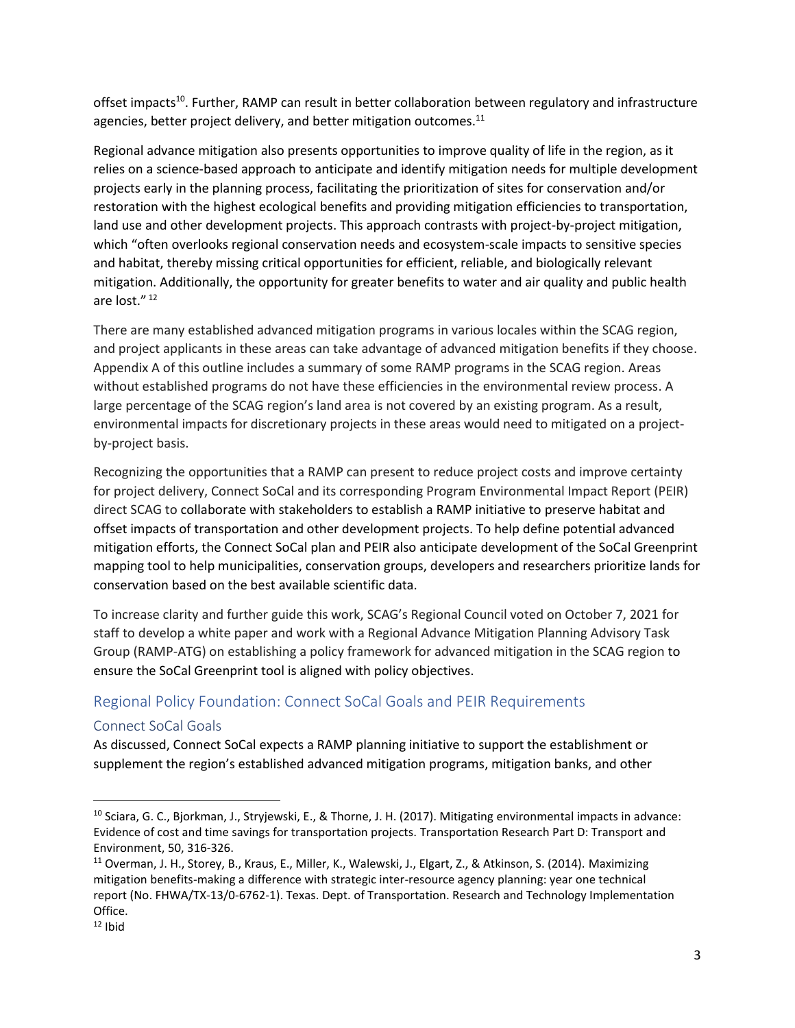offset impacts[10]. Further, RAMP can result in better collaboration between regulatory and infrastructure agencies, better project delivery, and better mitigation outcomes.[11]

Regional advance mitigation also presents opportunities to improve quality of life in the region, as it relies on a science-based approach to anticipate and identify mitigation needs for multiple development projects early in the planning process, facilitating the prioritization of sites for conservation and/or restoration with the highest ecological benefits and providing mitigation efficiencies to transportation, land use and other development projects. This approach contrasts with project-by-project mitigation, which "often overlooks regional conservation needs and ecosystem-scale impacts to sensitive species and habitat, thereby missing critical opportunities for efficient, reliable, and biologically relevant mitigation. Additionally, the opportunity for greater benefits to water and air quality and public health are lost." [12]

There are many established advanced mitigation programs in various locales within the SCAG region, and project applicants in these areas can take advantage of advanced mitigation benefits if they choose. Appendix A of this outline includes a summary of some RAMP programs in the SCAG region. Areas without established programs do not have these efficiencies in the environmental review process. A large percentage of the SCAG region's land area is not covered by an existing program. As a result, environmental impacts for discretionary projects in these areas would need to mitigated on a project-by-project basis.

Recognizing the opportunities that a RAMP can present to reduce project costs and improve certainty for project delivery, Connect SoCal and its corresponding Program Environmental Impact Report (PEIR) direct SCAG to collaborate with stakeholders to establish a RAMP initiative to preserve habitat and offset impacts of transportation and other development projects. To help define potential advanced mitigation efforts, the Connect SoCal plan and PEIR also anticipate development of the SoCal Greenprint mapping tool to help municipalities, conservation groups, developers and researchers prioritize lands for conservation based on the best available scientific data.

To increase clarity and further guide this work, SCAG's Regional Council voted on October 7, 2021 for staff to develop a white paper and work with a Regional Advance Mitigation Planning Advisory Task Group (RAMP-ATG) on establishing a policy framework for advanced mitigation in the SCAG region to ensure the SoCal Greenprint tool is aligned with policy objectives.

## Regional Policy Foundation: Connect SoCal Goals and PEIR Requirements

### Connect SoCal Goals

As discussed, Connect SoCal expects a RAMP planning initiative to support the establishment or supplement the region's established advanced mitigation programs, mitigation banks, and other

---

[10] Sciara, G. C., Bjorkman, J., Stryjewski, E., & Thorne, J. H. (2017). Mitigating environmental impacts in advance: Evidence of cost and time savings for transportation projects. Transportation Research Part D: Transport and Environment, 50, 316-326.

[11] Overman, J. H., Storey, B., Kraus, E., Miller, K., Walewski, J., Elgart, Z., & Atkinson, S. (2014). Maximizing mitigation benefits-making a difference with strategic inter-resource agency planning: year one technical report (No. FHWA/TX-13/0-6762-1). Texas. Dept. of Transportation. Research and Technology Implementation Office.

[12] Ibid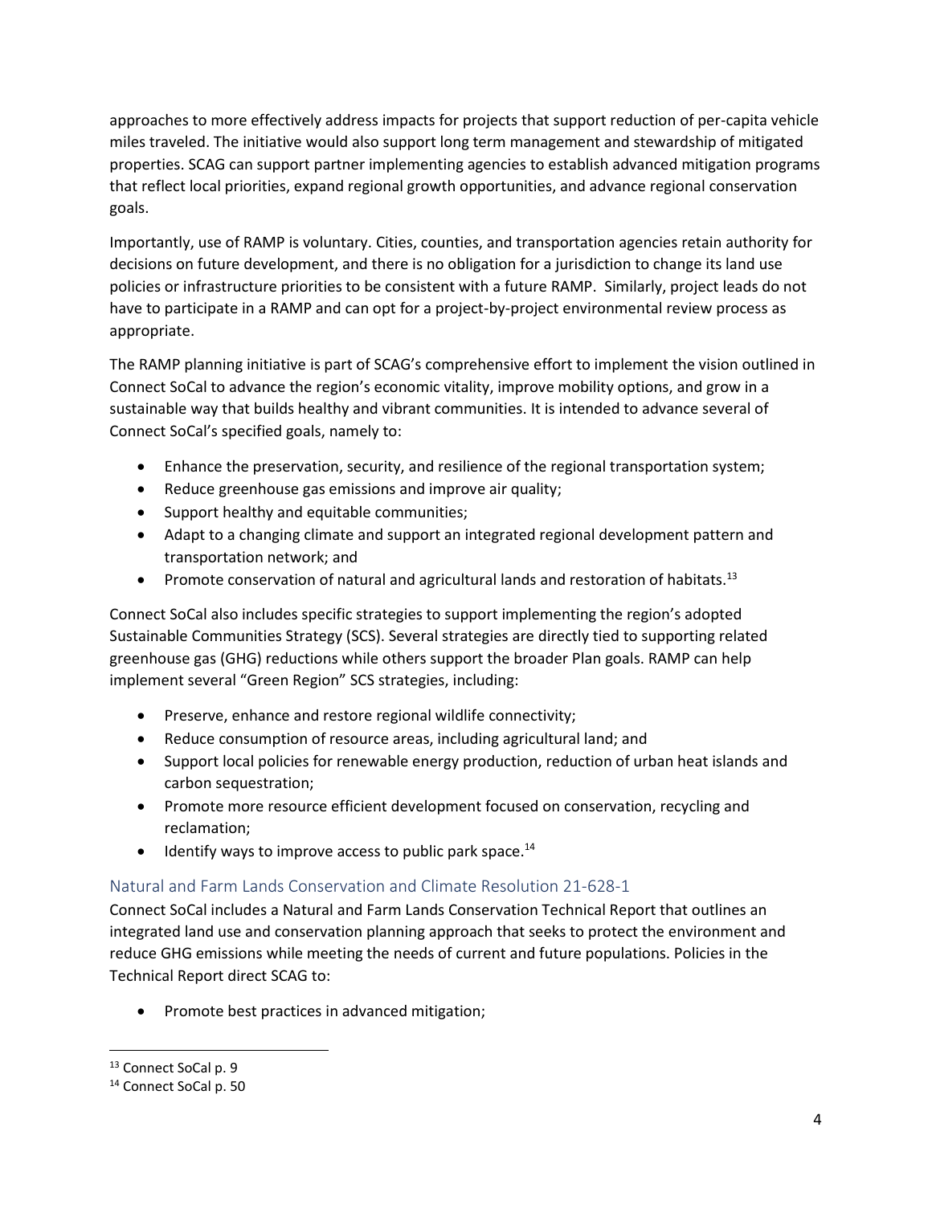approaches to more effectively address impacts for projects that support reduction of per-capita vehicle miles traveled. The initiative would also support long term management and stewardship of mitigated properties. SCAG can support partner implementing agencies to establish advanced mitigation programs that reflect local priorities, expand regional growth opportunities, and advance regional conservation goals.

Importantly, use of RAMP is voluntary. Cities, counties, and transportation agencies retain authority for decisions on future development, and there is no obligation for a jurisdiction to change its land use policies or infrastructure priorities to be consistent with a future RAMP. Similarly, project leads do not have to participate in a RAMP and can opt for a project-by-project environmental review process as appropriate.

The RAMP planning initiative is part of SCAG's comprehensive effort to implement the vision outlined in Connect SoCal to advance the region's economic vitality, improve mobility options, and grow in a sustainable way that builds healthy and vibrant communities. It is intended to advance several of Connect SoCal's specified goals, namely to:

- Enhance the preservation, security, and resilience of the regional transportation system;
- Reduce greenhouse gas emissions and improve air quality;
- Support healthy and equitable communities;
- Adapt to a changing climate and support an integrated regional development pattern and transportation network; and
- Promote conservation of natural and agricultural lands and restoration of habitats.[13]

Connect SoCal also includes specific strategies to support implementing the region's adopted Sustainable Communities Strategy (SCS). Several strategies are directly tied to supporting related greenhouse gas (GHG) reductions while others support the broader Plan goals. RAMP can help implement several "Green Region" SCS strategies, including:

- Preserve, enhance and restore regional wildlife connectivity;
- Reduce consumption of resource areas, including agricultural land; and
- Support local policies for renewable energy production, reduction of urban heat islands and carbon sequestration;
- Promote more resource efficient development focused on conservation, recycling and reclamation;
- Identify ways to improve access to public park space.[14]

## Natural and Farm Lands Conservation and Climate Resolution 21-628-1

Connect SoCal includes a Natural and Farm Lands Conservation Technical Report that outlines an integrated land use and conservation planning approach that seeks to protect the environment and reduce GHG emissions while meeting the needs of current and future populations. Policies in the Technical Report direct SCAG to:

- Promote best practices in advanced mitigation;

---

[13] Connect SoCal p. 9

[14] Connect SoCal p. 50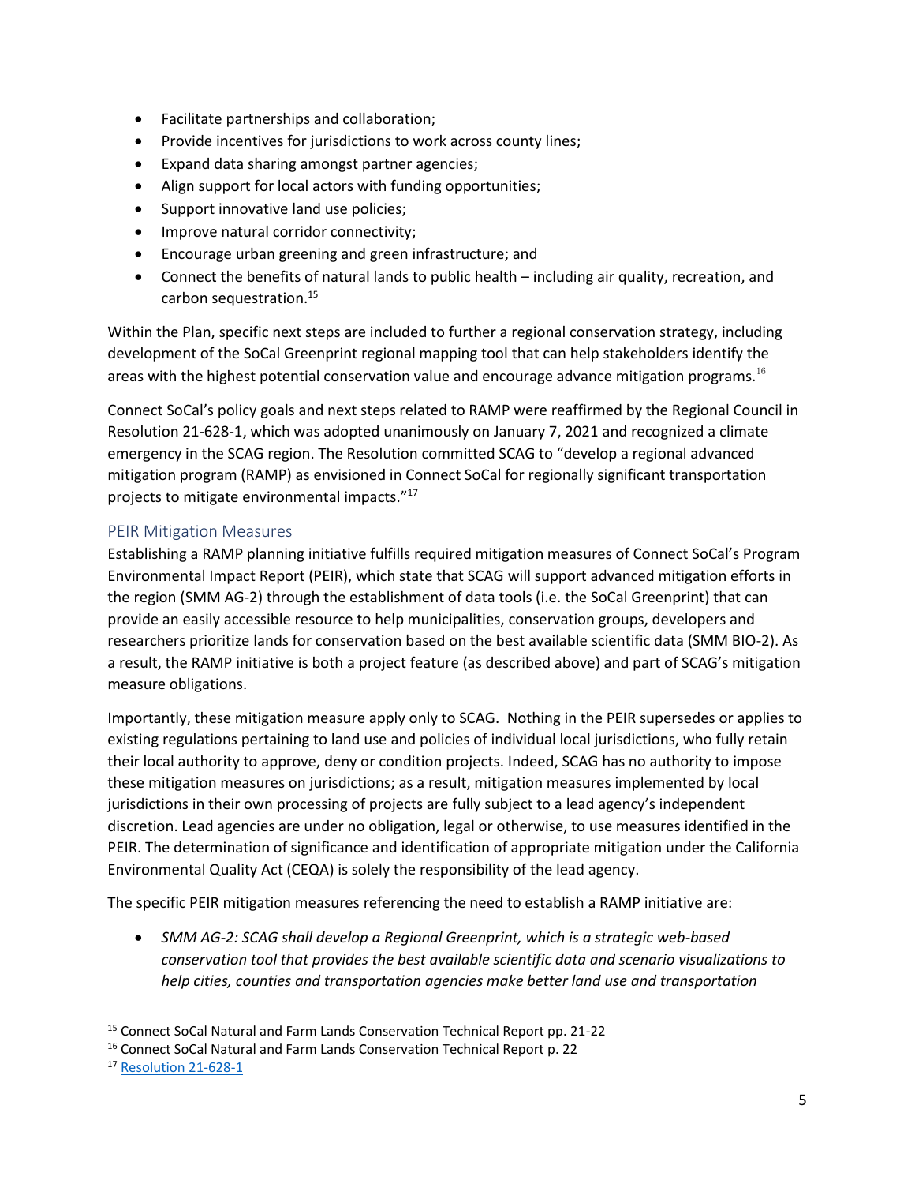- Facilitate partnerships and collaboration;
- Provide incentives for jurisdictions to work across county lines;
- Expand data sharing amongst partner agencies;
- Align support for local actors with funding opportunities;
- Support innovative land use policies;
- Improve natural corridor connectivity;
- Encourage urban greening and green infrastructure; and
- Connect the benefits of natural lands to public health – including air quality, recreation, and carbon sequestration.[15]

Within the Plan, specific next steps are included to further a regional conservation strategy, including development of the SoCal Greenprint regional mapping tool that can help stakeholders identify the areas with the highest potential conservation value and encourage advance mitigation programs.[16]

Connect SoCal's policy goals and next steps related to RAMP were reaffirmed by the Regional Council in Resolution 21-628-1, which was adopted unanimously on January 7, 2021 and recognized a climate emergency in the SCAG region. The Resolution committed SCAG to "develop a regional advanced mitigation program (RAMP) as envisioned in Connect SoCal for regionally significant transportation projects to mitigate environmental impacts."[17]

## PEIR Mitigation Measures

Establishing a RAMP planning initiative fulfills required mitigation measures of Connect SoCal's Program Environmental Impact Report (PEIR), which state that SCAG will support advanced mitigation efforts in the region (SMM AG-2) through the establishment of data tools (i.e. the SoCal Greenprint) that can provide an easily accessible resource to help municipalities, conservation groups, developers and researchers prioritize lands for conservation based on the best available scientific data (SMM BIO-2). As a result, the RAMP initiative is both a project feature (as described above) and part of SCAG's mitigation measure obligations.

Importantly, these mitigation measure apply only to SCAG. Nothing in the PEIR supersedes or applies to existing regulations pertaining to land use and policies of individual local jurisdictions, who fully retain their local authority to approve, deny or condition projects. Indeed, SCAG has no authority to impose these mitigation measures on jurisdictions; as a result, mitigation measures implemented by local jurisdictions in their own processing of projects are fully subject to a lead agency's independent discretion. Lead agencies are under no obligation, legal or otherwise, to use measures identified in the PEIR. The determination of significance and identification of appropriate mitigation under the California Environmental Quality Act (CEQA) is solely the responsibility of the lead agency.

The specific PEIR mitigation measures referencing the need to establish a RAMP initiative are:

- *SMM AG-2: SCAG shall develop a Regional Greenprint, which is a strategic web-based conservation tool that provides the best available scientific data and scenario visualizations to help cities, counties and transportation agencies make better land use and transportation*

[15] Connect SoCal Natural and Farm Lands Conservation Technical Report pp. 21-22

[16] Connect SoCal Natural and Farm Lands Conservation Technical Report p. 22

[17] Resolution 21-628-1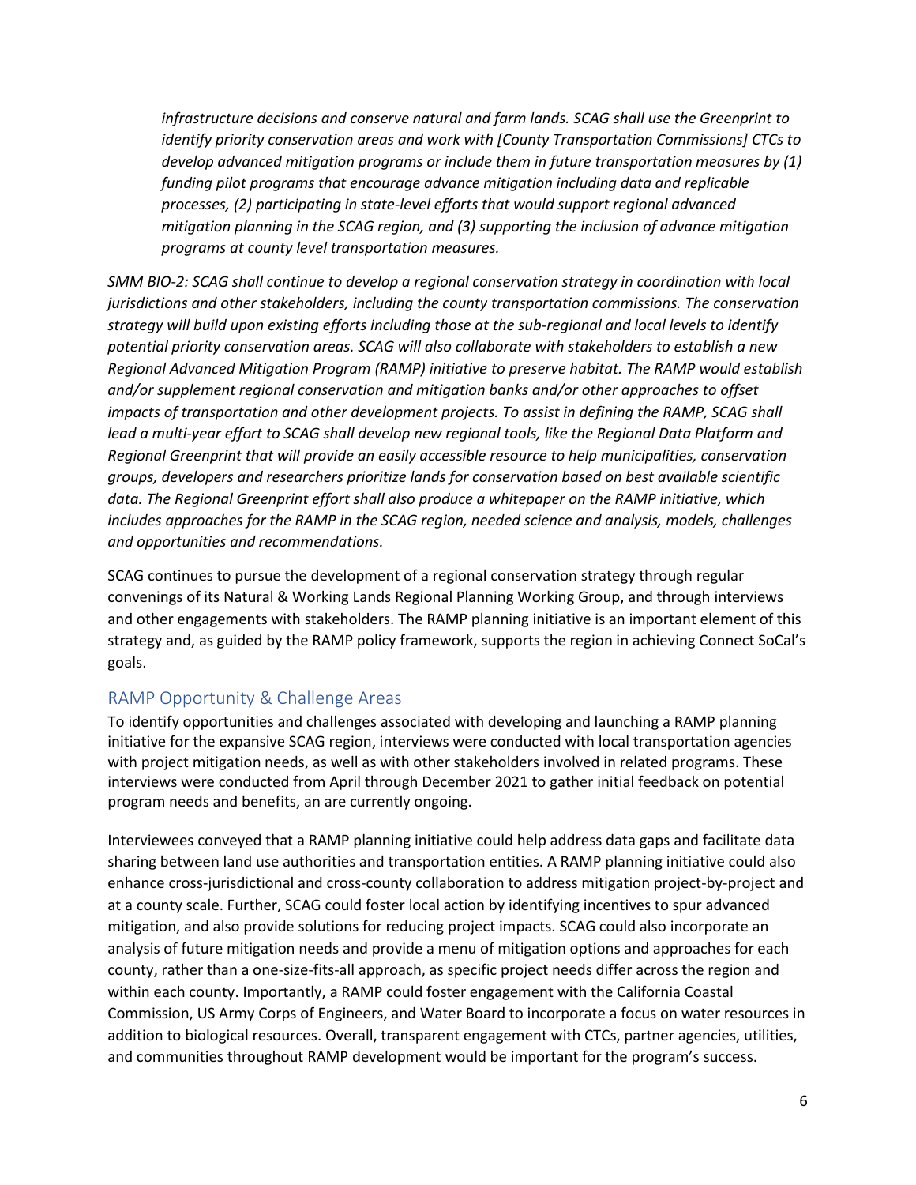*infrastructure decisions and conserve natural and farm lands. SCAG shall use the Greenprint to identify priority conservation areas and work with [County Transportation Commissions] CTCs to develop advanced mitigation programs or include them in future transportation measures by (1) funding pilot programs that encourage advance mitigation including data and replicable processes, (2) participating in state-level efforts that would support regional advanced mitigation planning in the SCAG region, and (3) supporting the inclusion of advance mitigation programs at county level transportation measures.*

*SMM BIO-2: SCAG shall continue to develop a regional conservation strategy in coordination with local jurisdictions and other stakeholders, including the county transportation commissions. The conservation strategy will build upon existing efforts including those at the sub-regional and local levels to identify potential priority conservation areas. SCAG will also collaborate with stakeholders to establish a new Regional Advanced Mitigation Program (RAMP) initiative to preserve habitat. The RAMP would establish and/or supplement regional conservation and mitigation banks and/or other approaches to offset impacts of transportation and other development projects. To assist in defining the RAMP, SCAG shall lead a multi-year effort to SCAG shall develop new regional tools, like the Regional Data Platform and Regional Greenprint that will provide an easily accessible resource to help municipalities, conservation groups, developers and researchers prioritize lands for conservation based on best available scientific data. The Regional Greenprint effort shall also produce a whitepaper on the RAMP initiative, which includes approaches for the RAMP in the SCAG region, needed science and analysis, models, challenges and opportunities and recommendations.*

SCAG continues to pursue the development of a regional conservation strategy through regular convenings of its Natural & Working Lands Regional Planning Working Group, and through interviews and other engagements with stakeholders. The RAMP planning initiative is an important element of this strategy and, as guided by the RAMP policy framework, supports the region in achieving Connect SoCal's goals.

## RAMP Opportunity & Challenge Areas

To identify opportunities and challenges associated with developing and launching a RAMP planning initiative for the expansive SCAG region, interviews were conducted with local transportation agencies with project mitigation needs, as well as with other stakeholders involved in related programs. These interviews were conducted from April through December 2021 to gather initial feedback on potential program needs and benefits, an are currently ongoing.

Interviewees conveyed that a RAMP planning initiative could help address data gaps and facilitate data sharing between land use authorities and transportation entities. A RAMP planning initiative could also enhance cross-jurisdictional and cross-county collaboration to address mitigation project-by-project and at a county scale. Further, SCAG could foster local action by identifying incentives to spur advanced mitigation, and also provide solutions for reducing project impacts. SCAG could also incorporate an analysis of future mitigation needs and provide a menu of mitigation options and approaches for each county, rather than a one-size-fits-all approach, as specific project needs differ across the region and within each county. Importantly, a RAMP could foster engagement with the California Coastal Commission, US Army Corps of Engineers, and Water Board to incorporate a focus on water resources in addition to biological resources. Overall, transparent engagement with CTCs, partner agencies, utilities, and communities throughout RAMP development would be important for the program's success.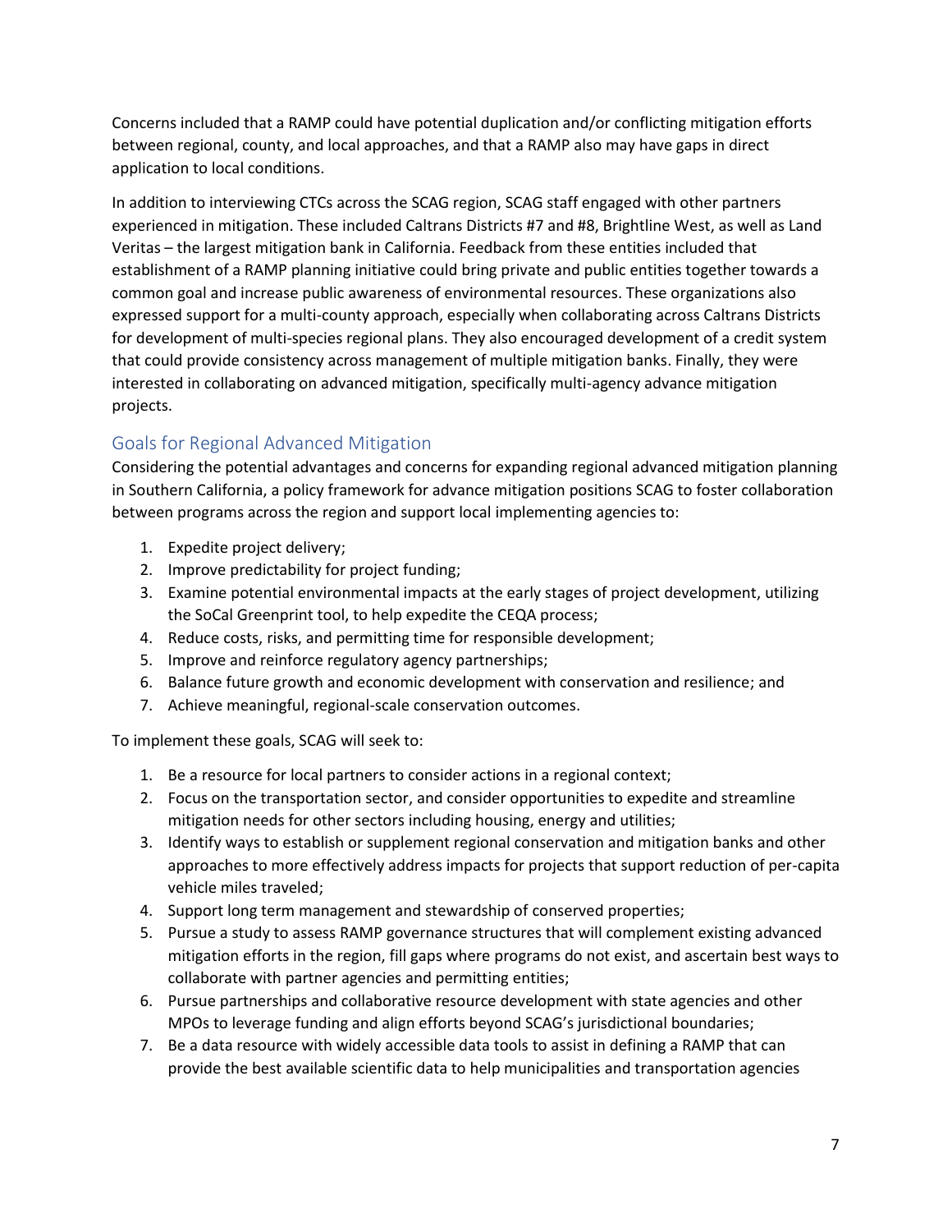Concerns included that a RAMP could have potential duplication and/or conflicting mitigation efforts between regional, county, and local approaches, and that a RAMP also may have gaps in direct application to local conditions.

In addition to interviewing CTCs across the SCAG region, SCAG staff engaged with other partners experienced in mitigation. These included Caltrans Districts #7 and #8, Brightline West, as well as Land Veritas – the largest mitigation bank in California. Feedback from these entities included that establishment of a RAMP planning initiative could bring private and public entities together towards a common goal and increase public awareness of environmental resources. These organizations also expressed support for a multi-county approach, especially when collaborating across Caltrans Districts for development of multi-species regional plans. They also encouraged development of a credit system that could provide consistency across management of multiple mitigation banks. Finally, they were interested in collaborating on advanced mitigation, specifically multi-agency advance mitigation projects.

## Goals for Regional Advanced Mitigation

Considering the potential advantages and concerns for expanding regional advanced mitigation planning in Southern California, a policy framework for advance mitigation positions SCAG to foster collaboration between programs across the region and support local implementing agencies to:

1. Expedite project delivery;
2. Improve predictability for project funding;
3. Examine potential environmental impacts at the early stages of project development, utilizing the SoCal Greenprint tool, to help expedite the CEQA process;
4. Reduce costs, risks, and permitting time for responsible development;
5. Improve and reinforce regulatory agency partnerships;
6. Balance future growth and economic development with conservation and resilience; and
7. Achieve meaningful, regional-scale conservation outcomes.

To implement these goals, SCAG will seek to:

1. Be a resource for local partners to consider actions in a regional context;
2. Focus on the transportation sector, and consider opportunities to expedite and streamline mitigation needs for other sectors including housing, energy and utilities;
3. Identify ways to establish or supplement regional conservation and mitigation banks and other approaches to more effectively address impacts for projects that support reduction of per-capita vehicle miles traveled;
4. Support long term management and stewardship of conserved properties;
5. Pursue a study to assess RAMP governance structures that will complement existing advanced mitigation efforts in the region, fill gaps where programs do not exist, and ascertain best ways to collaborate with partner agencies and permitting entities;
6. Pursue partnerships and collaborative resource development with state agencies and other MPOs to leverage funding and align efforts beyond SCAG's jurisdictional boundaries;
7. Be a data resource with widely accessible data tools to assist in defining a RAMP that can provide the best available scientific data to help municipalities and transportation agencies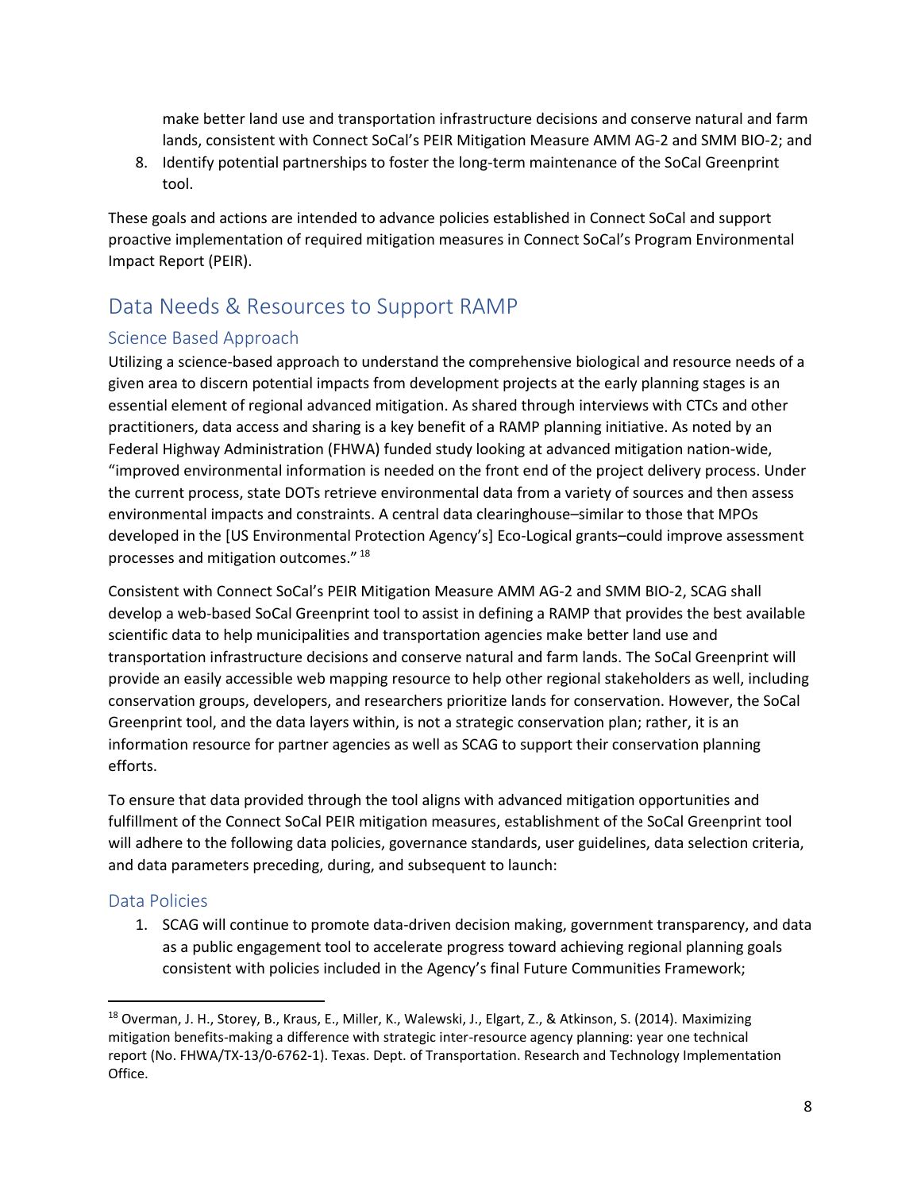make better land use and transportation infrastructure decisions and conserve natural and farm lands, consistent with Connect SoCal's PEIR Mitigation Measure AMM AG-2 and SMM BIO-2; and

8. Identify potential partnerships to foster the long-term maintenance of the SoCal Greenprint tool.

These goals and actions are intended to advance policies established in Connect SoCal and support proactive implementation of required mitigation measures in Connect SoCal's Program Environmental Impact Report (PEIR).

## Data Needs & Resources to Support RAMP

### Science Based Approach

Utilizing a science-based approach to understand the comprehensive biological and resource needs of a given area to discern potential impacts from development projects at the early planning stages is an essential element of regional advanced mitigation. As shared through interviews with CTCs and other practitioners, data access and sharing is a key benefit of a RAMP planning initiative. As noted by an Federal Highway Administration (FHWA) funded study looking at advanced mitigation nation-wide, "improved environmental information is needed on the front end of the project delivery process. Under the current process, state DOTs retrieve environmental data from a variety of sources and then assess environmental impacts and constraints. A central data clearinghouse–similar to those that MPOs developed in the [US Environmental Protection Agency's] Eco-Logical grants–could improve assessment processes and mitigation outcomes." [18]

Consistent with Connect SoCal's PEIR Mitigation Measure AMM AG-2 and SMM BIO-2, SCAG shall develop a web-based SoCal Greenprint tool to assist in defining a RAMP that provides the best available scientific data to help municipalities and transportation agencies make better land use and transportation infrastructure decisions and conserve natural and farm lands. The SoCal Greenprint will provide an easily accessible web mapping resource to help other regional stakeholders as well, including conservation groups, developers, and researchers prioritize lands for conservation. However, the SoCal Greenprint tool, and the data layers within, is not a strategic conservation plan; rather, it is an information resource for partner agencies as well as SCAG to support their conservation planning efforts.

To ensure that data provided through the tool aligns with advanced mitigation opportunities and fulfillment of the Connect SoCal PEIR mitigation measures, establishment of the SoCal Greenprint tool will adhere to the following data policies, governance standards, user guidelines, data selection criteria, and data parameters preceding, during, and subsequent to launch:

### Data Policies

1. SCAG will continue to promote data-driven decision making, government transparency, and data as a public engagement tool to accelerate progress toward achieving regional planning goals consistent with policies included in the Agency's final Future Communities Framework;

---

[18] Overman, J. H., Storey, B., Kraus, E., Miller, K., Walewski, J., Elgart, Z., & Atkinson, S. (2014). Maximizing mitigation benefits-making a difference with strategic inter-resource agency planning: year one technical report (No. FHWA/TX-13/0-6762-1). Texas. Dept. of Transportation. Research and Technology Implementation Office.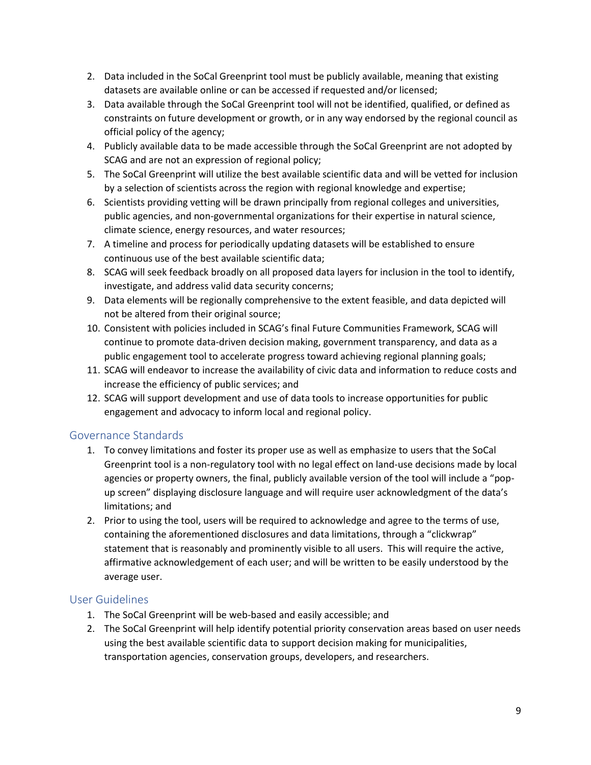2. Data included in the SoCal Greenprint tool must be publicly available, meaning that existing datasets are available online or can be accessed if requested and/or licensed;
3. Data available through the SoCal Greenprint tool will not be identified, qualified, or defined as constraints on future development or growth, or in any way endorsed by the regional council as official policy of the agency;
4. Publicly available data to be made accessible through the SoCal Greenprint are not adopted by SCAG and are not an expression of regional policy;
5. The SoCal Greenprint will utilize the best available scientific data and will be vetted for inclusion by a selection of scientists across the region with regional knowledge and expertise;
6. Scientists providing vetting will be drawn principally from regional colleges and universities, public agencies, and non-governmental organizations for their expertise in natural science, climate science, energy resources, and water resources;
7. A timeline and process for periodically updating datasets will be established to ensure continuous use of the best available scientific data;
8. SCAG will seek feedback broadly on all proposed data layers for inclusion in the tool to identify, investigate, and address valid data security concerns;
9. Data elements will be regionally comprehensive to the extent feasible, and data depicted will not be altered from their original source;
10. Consistent with policies included in SCAG's final Future Communities Framework, SCAG will continue to promote data-driven decision making, government transparency, and data as a public engagement tool to accelerate progress toward achieving regional planning goals;
11. SCAG will endeavor to increase the availability of civic data and information to reduce costs and increase the efficiency of public services; and
12. SCAG will support development and use of data tools to increase opportunities for public engagement and advocacy to inform local and regional policy.

## Governance Standards

1. To convey limitations and foster its proper use as well as emphasize to users that the SoCal Greenprint tool is a non-regulatory tool with no legal effect on land-use decisions made by local agencies or property owners, the final, publicly available version of the tool will include a "pop-up screen" displaying disclosure language and will require user acknowledgment of the data's limitations; and
2. Prior to using the tool, users will be required to acknowledge and agree to the terms of use, containing the aforementioned disclosures and data limitations, through a "clickwrap" statement that is reasonably and prominently visible to all users. This will require the active, affirmative acknowledgement of each user; and will be written to be easily understood by the average user.

## User Guidelines

1. The SoCal Greenprint will be web-based and easily accessible; and
2. The SoCal Greenprint will help identify potential priority conservation areas based on user needs using the best available scientific data to support decision making for municipalities, transportation agencies, conservation groups, developers, and researchers.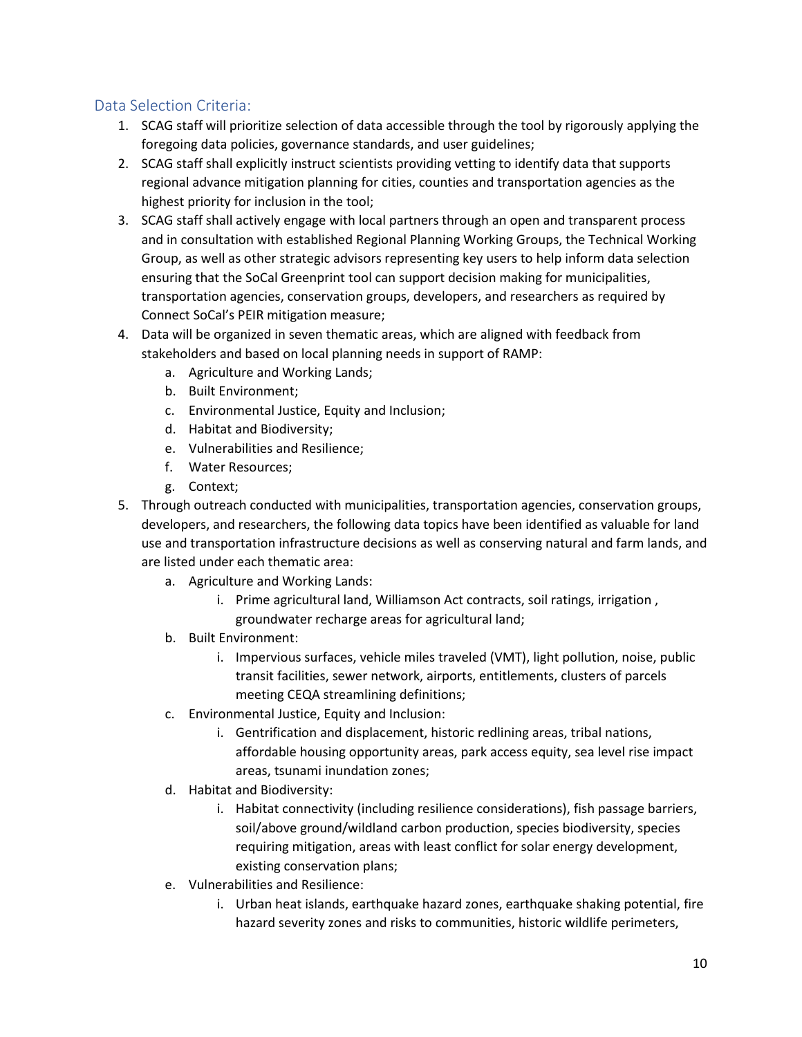## Data Selection Criteria:

1. SCAG staff will prioritize selection of data accessible through the tool by rigorously applying the foregoing data policies, governance standards, and user guidelines;
2. SCAG staff shall explicitly instruct scientists providing vetting to identify data that supports regional advance mitigation planning for cities, counties and transportation agencies as the highest priority for inclusion in the tool;
3. SCAG staff shall actively engage with local partners through an open and transparent process and in consultation with established Regional Planning Working Groups, the Technical Working Group, as well as other strategic advisors representing key users to help inform data selection ensuring that the SoCal Greenprint tool can support decision making for municipalities, transportation agencies, conservation groups, developers, and researchers as required by Connect SoCal's PEIR mitigation measure;
4. Data will be organized in seven thematic areas, which are aligned with feedback from stakeholders and based on local planning needs in support of RAMP:
    a. Agriculture and Working Lands;
    b. Built Environment;
    c. Environmental Justice, Equity and Inclusion;
    d. Habitat and Biodiversity;
    e. Vulnerabilities and Resilience;
    f. Water Resources;
    g. Context;
5. Through outreach conducted with municipalities, transportation agencies, conservation groups, developers, and researchers, the following data topics have been identified as valuable for land use and transportation infrastructure decisions as well as conserving natural and farm lands, and are listed under each thematic area:
    a. Agriculture and Working Lands:
        i. Prime agricultural land, Williamson Act contracts, soil ratings, irrigation , groundwater recharge areas for agricultural land;
    b. Built Environment:
        i. Impervious surfaces, vehicle miles traveled (VMT), light pollution, noise, public transit facilities, sewer network, airports, entitlements, clusters of parcels meeting CEQA streamlining definitions;
    c. Environmental Justice, Equity and Inclusion:
        i. Gentrification and displacement, historic redlining areas, tribal nations, affordable housing opportunity areas, park access equity, sea level rise impact areas, tsunami inundation zones;
    d. Habitat and Biodiversity:
        i. Habitat connectivity (including resilience considerations), fish passage barriers, soil/above ground/wildland carbon production, species biodiversity, species requiring mitigation, areas with least conflict for solar energy development, existing conservation plans;
    e. Vulnerabilities and Resilience:
        i. Urban heat islands, earthquake hazard zones, earthquake shaking potential, fire hazard severity zones and risks to communities, historic wildlife perimeters,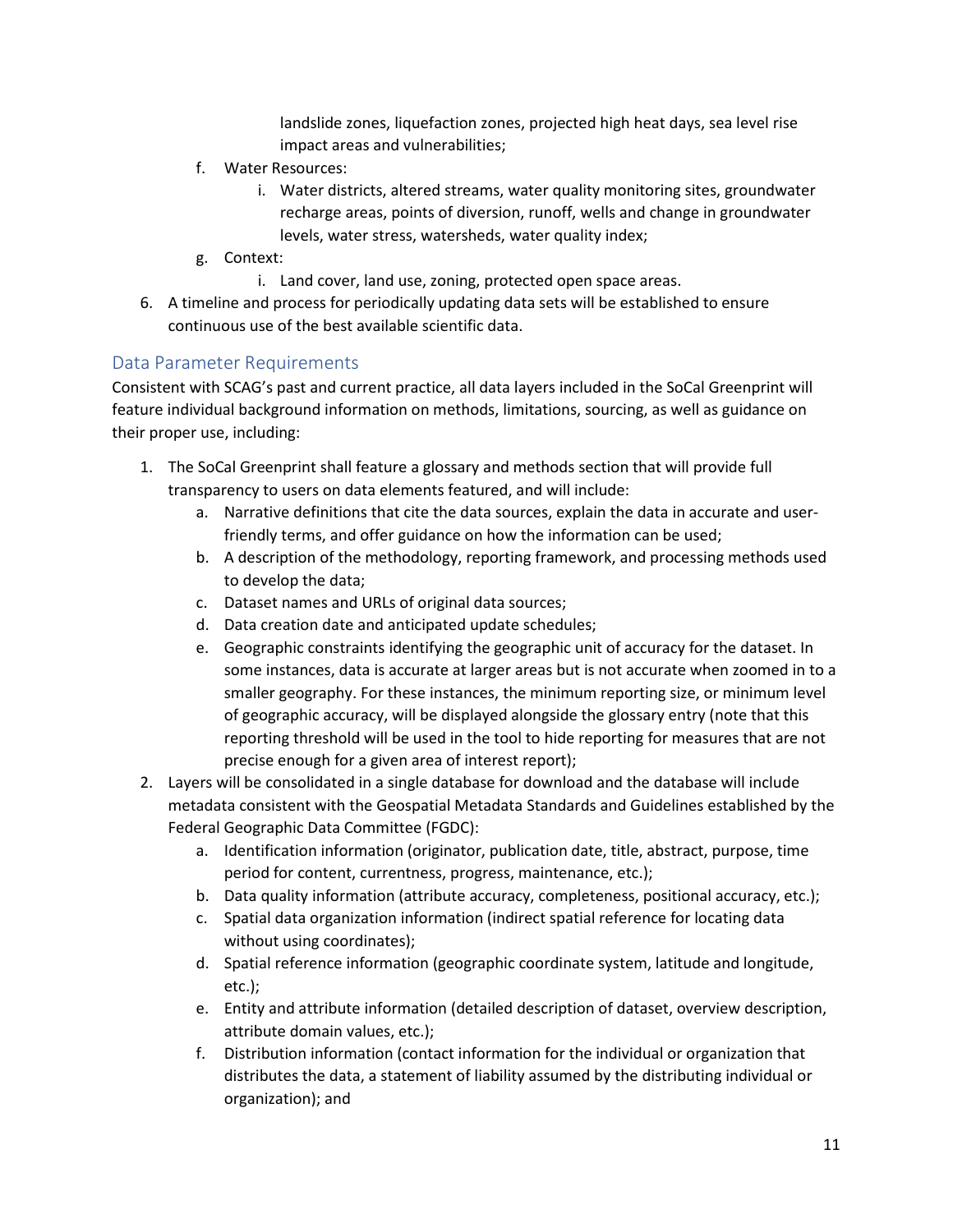landslide zones, liquefaction zones, projected high heat days, sea level rise impact areas and vulnerabilities;

   f. Water Resources:
      i. Water districts, altered streams, water quality monitoring sites, groundwater recharge areas, points of diversion, runoff, wells and change in groundwater levels, water stress, watersheds, water quality index;
   g. Context:
      i. Land cover, land use, zoning, protected open space areas.
6. A timeline and process for periodically updating data sets will be established to ensure continuous use of the best available scientific data.

## Data Parameter Requirements

Consistent with SCAG's past and current practice, all data layers included in the SoCal Greenprint will feature individual background information on methods, limitations, sourcing, as well as guidance on their proper use, including:

1. The SoCal Greenprint shall feature a glossary and methods section that will provide full transparency to users on data elements featured, and will include:
   a. Narrative definitions that cite the data sources, explain the data in accurate and user-friendly terms, and offer guidance on how the information can be used;
   b. A description of the methodology, reporting framework, and processing methods used to develop the data;
   c. Dataset names and URLs of original data sources;
   d. Data creation date and anticipated update schedules;
   e. Geographic constraints identifying the geographic unit of accuracy for the dataset. In some instances, data is accurate at larger areas but is not accurate when zoomed in to a smaller geography. For these instances, the minimum reporting size, or minimum level of geographic accuracy, will be displayed alongside the glossary entry (note that this reporting threshold will be used in the tool to hide reporting for measures that are not precise enough for a given area of interest report);
2. Layers will be consolidated in a single database for download and the database will include metadata consistent with the Geospatial Metadata Standards and Guidelines established by the Federal Geographic Data Committee (FGDC):
   a. Identification information (originator, publication date, title, abstract, purpose, time period for content, currentness, progress, maintenance, etc.);
   b. Data quality information (attribute accuracy, completeness, positional accuracy, etc.);
   c. Spatial data organization information (indirect spatial reference for locating data without using coordinates);
   d. Spatial reference information (geographic coordinate system, latitude and longitude, etc.);
   e. Entity and attribute information (detailed description of dataset, overview description, attribute domain values, etc.);
   f. Distribution information (contact information for the individual or organization that distributes the data, a statement of liability assumed by the distributing individual or organization); and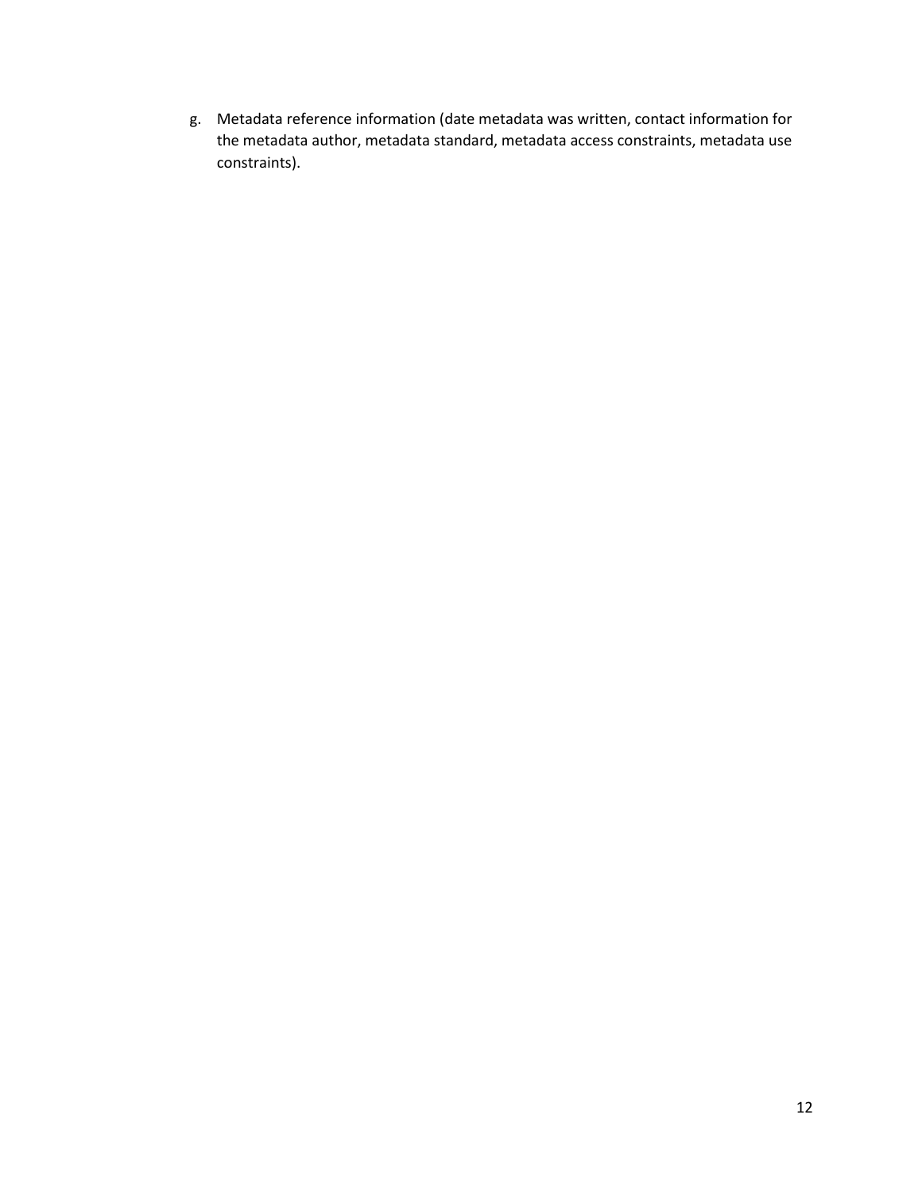g. Metadata reference information (date metadata was written, contact information for the metadata author, metadata standard, metadata access constraints, metadata use constraints).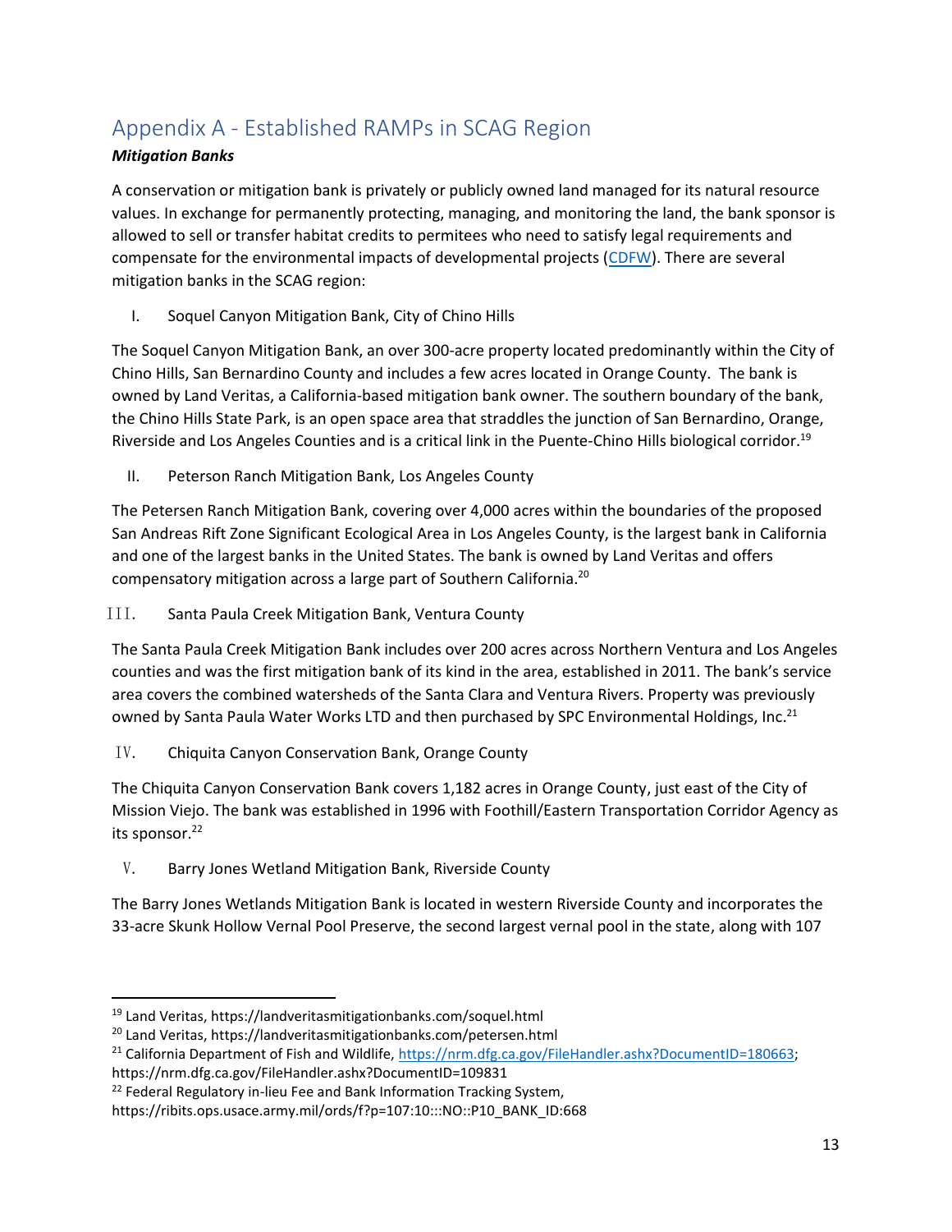## Appendix A - Established RAMPs in SCAG Region

***Mitigation Banks***

A conservation or mitigation bank is privately or publicly owned land managed for its natural resource values. In exchange for permanently protecting, managing, and monitoring the land, the bank sponsor is allowed to sell or transfer habitat credits to permitees who need to satisfy legal requirements and compensate for the environmental impacts of developmental projects (CDFW). There are several mitigation banks in the SCAG region:

I. Soquel Canyon Mitigation Bank, City of Chino Hills

The Soquel Canyon Mitigation Bank, an over 300-acre property located predominantly within the City of Chino Hills, San Bernardino County and includes a few acres located in Orange County. The bank is owned by Land Veritas, a California-based mitigation bank owner. The southern boundary of the bank, the Chino Hills State Park, is an open space area that straddles the junction of San Bernardino, Orange, Riverside and Los Angeles Counties and is a critical link in the Puente-Chino Hills biological corridor.[19]

II. Peterson Ranch Mitigation Bank, Los Angeles County

The Petersen Ranch Mitigation Bank, covering over 4,000 acres within the boundaries of the proposed San Andreas Rift Zone Significant Ecological Area in Los Angeles County, is the largest bank in California and one of the largest banks in the United States. The bank is owned by Land Veritas and offers compensatory mitigation across a large part of Southern California.[20]

III. Santa Paula Creek Mitigation Bank, Ventura County

The Santa Paula Creek Mitigation Bank includes over 200 acres across Northern Ventura and Los Angeles counties and was the first mitigation bank of its kind in the area, established in 2011. The bank's service area covers the combined watersheds of the Santa Clara and Ventura Rivers. Property was previously owned by Santa Paula Water Works LTD and then purchased by SPC Environmental Holdings, Inc.[21]

IV. Chiquita Canyon Conservation Bank, Orange County

The Chiquita Canyon Conservation Bank covers 1,182 acres in Orange County, just east of the City of Mission Viejo. The bank was established in 1996 with Foothill/Eastern Transportation Corridor Agency as its sponsor.[22]

V. Barry Jones Wetland Mitigation Bank, Riverside County

The Barry Jones Wetlands Mitigation Bank is located in western Riverside County and incorporates the 33-acre Skunk Hollow Vernal Pool Preserve, the second largest vernal pool in the state, along with 107

---

[19] Land Veritas, https://landveritasmitigationbanks.com/soquel.html

[20] Land Veritas, https://landveritasmitigationbanks.com/petersen.html

[21] California Department of Fish and Wildlife, https://nrm.dfg.ca.gov/FileHandler.ashx?DocumentID=180663; https://nrm.dfg.ca.gov/FileHandler.ashx?DocumentID=109831

[22] Federal Regulatory in-lieu Fee and Bank Information Tracking System, https://ribits.ops.usace.army.mil/ords/f?p=107:10:::NO::P10_BANK_ID:668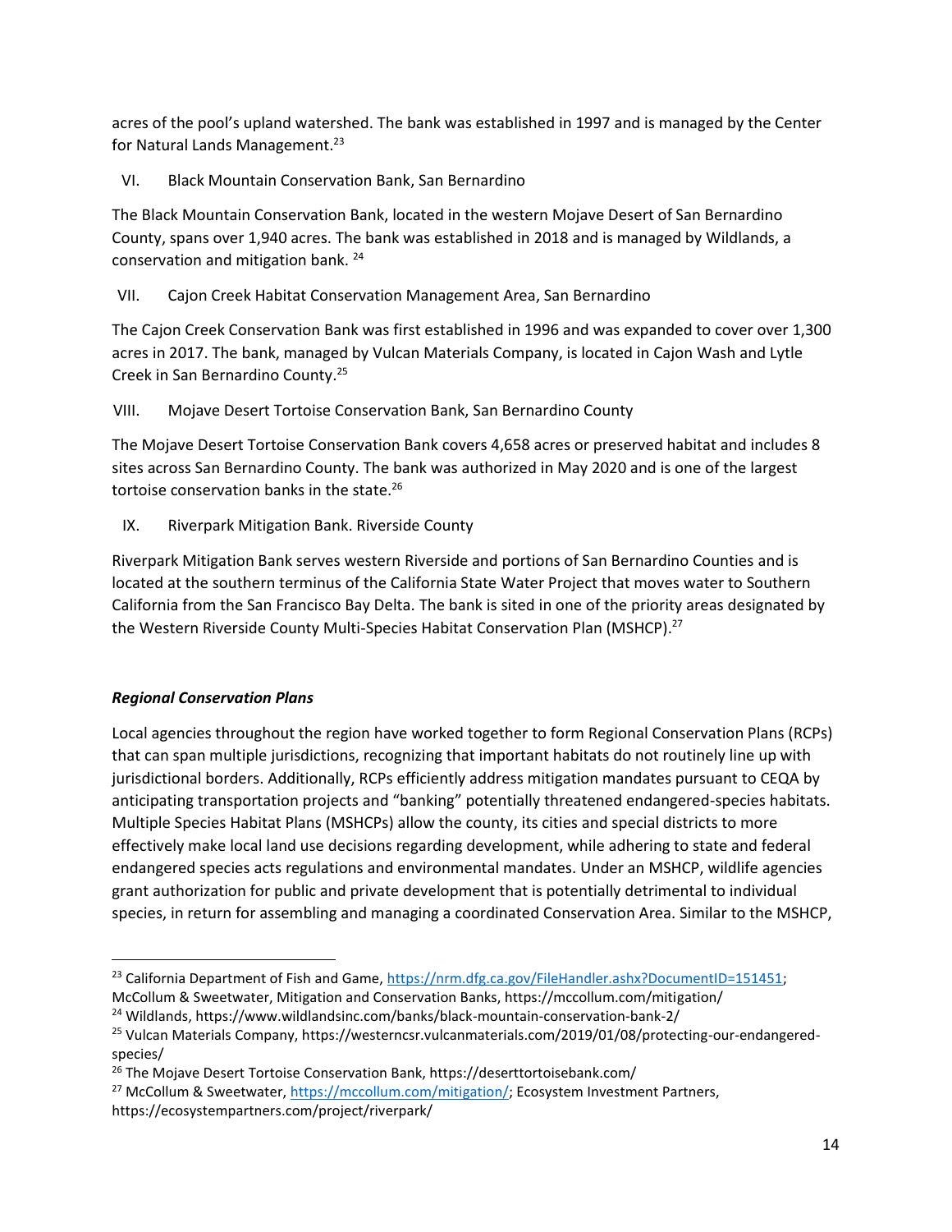acres of the pool's upland watershed. The bank was established in 1997 and is managed by the Center for Natural Lands Management.[23]

VI. Black Mountain Conservation Bank, San Bernardino

The Black Mountain Conservation Bank, located in the western Mojave Desert of San Bernardino County, spans over 1,940 acres. The bank was established in 2018 and is managed by Wildlands, a conservation and mitigation bank. [24]

VII. Cajon Creek Habitat Conservation Management Area, San Bernardino

The Cajon Creek Conservation Bank was first established in 1996 and was expanded to cover over 1,300 acres in 2017. The bank, managed by Vulcan Materials Company, is located in Cajon Wash and Lytle Creek in San Bernardino County.[25]

VIII. Mojave Desert Tortoise Conservation Bank, San Bernardino County

The Mojave Desert Tortoise Conservation Bank covers 4,658 acres or preserved habitat and includes 8 sites across San Bernardino County. The bank was authorized in May 2020 and is one of the largest tortoise conservation banks in the state.[26]

IX. Riverpark Mitigation Bank. Riverside County

Riverpark Mitigation Bank serves western Riverside and portions of San Bernardino Counties and is located at the southern terminus of the California State Water Project that moves water to Southern California from the San Francisco Bay Delta. The bank is sited in one of the priority areas designated by the Western Riverside County Multi-Species Habitat Conservation Plan (MSHCP).[27]

***Regional Conservation Plans***

Local agencies throughout the region have worked together to form Regional Conservation Plans (RCPs) that can span multiple jurisdictions, recognizing that important habitats do not routinely line up with jurisdictional borders. Additionally, RCPs efficiently address mitigation mandates pursuant to CEQA by anticipating transportation projects and "banking" potentially threatened endangered-species habitats. Multiple Species Habitat Plans (MSHCPs) allow the county, its cities and special districts to more effectively make local land use decisions regarding development, while adhering to state and federal endangered species acts regulations and environmental mandates. Under an MSHCP, wildlife agencies grant authorization for public and private development that is potentially detrimental to individual species, in return for assembling and managing a coordinated Conservation Area. Similar to the MSHCP,

---

[23] California Department of Fish and Game, https://nrm.dfg.ca.gov/FileHandler.ashx?DocumentID=151451; McCollum & Sweetwater, Mitigation and Conservation Banks, https://mccollum.com/mitigation/

[24] Wildlands, https://www.wildlandsinc.com/banks/black-mountain-conservation-bank-2/

[25] Vulcan Materials Company, https://westerncsr.vulcanmaterials.com/2019/01/08/protecting-our-endangered-species/

[26] The Mojave Desert Tortoise Conservation Bank, https://deserttortoisebank.com/

[27] McCollum & Sweetwater, https://mccollum.com/mitigation/; Ecosystem Investment Partners, https://ecosystempartners.com/project/riverpark/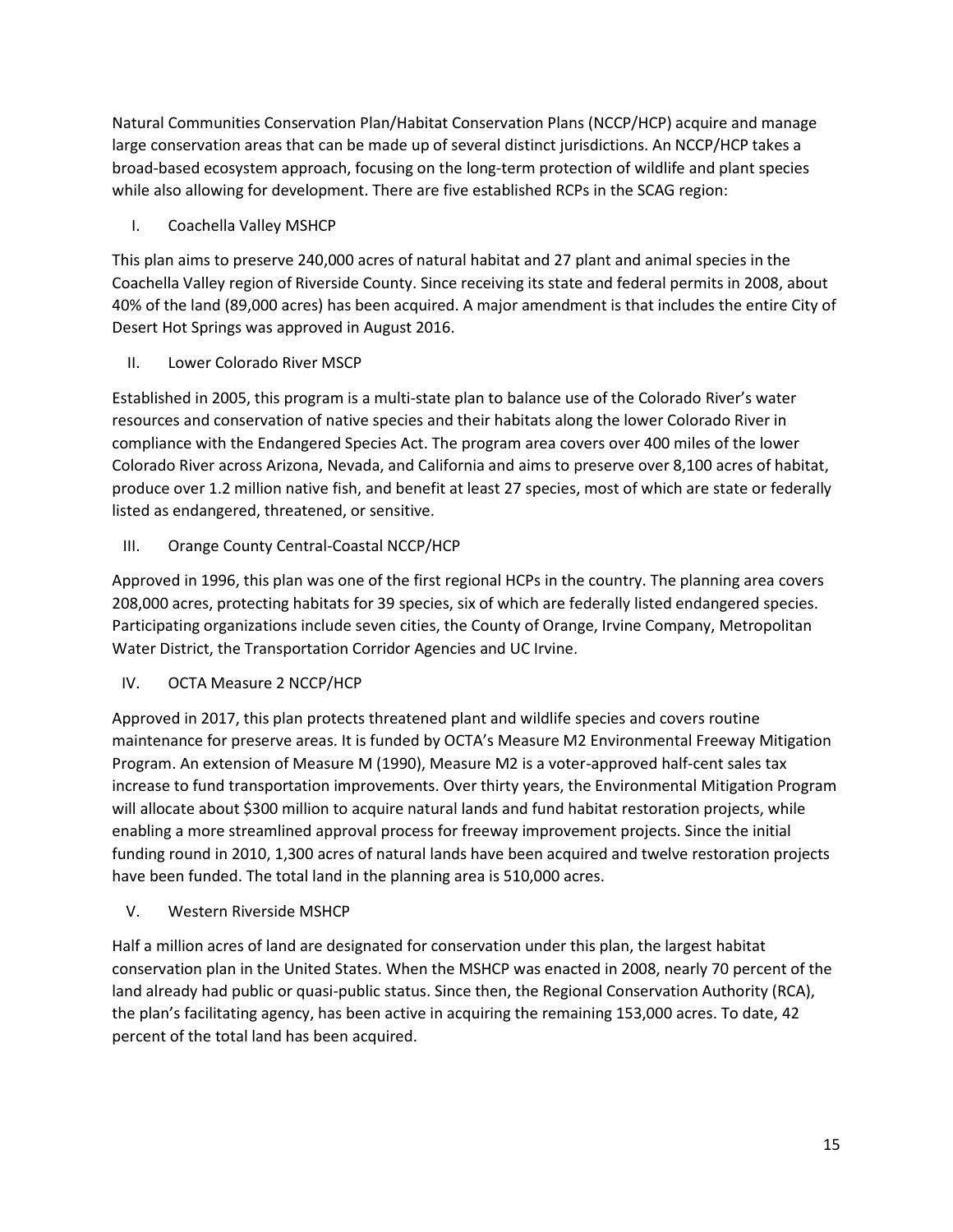Natural Communities Conservation Plan/Habitat Conservation Plans (NCCP/HCP) acquire and manage large conservation areas that can be made up of several distinct jurisdictions. An NCCP/HCP takes a broad-based ecosystem approach, focusing on the long-term protection of wildlife and plant species while also allowing for development. There are five established RCPs in the SCAG region:

I. Coachella Valley MSHCP

This plan aims to preserve 240,000 acres of natural habitat and 27 plant and animal species in the Coachella Valley region of Riverside County. Since receiving its state and federal permits in 2008, about 40% of the land (89,000 acres) has been acquired. A major amendment is that includes the entire City of Desert Hot Springs was approved in August 2016.

II. Lower Colorado River MSCP

Established in 2005, this program is a multi-state plan to balance use of the Colorado River's water resources and conservation of native species and their habitats along the lower Colorado River in compliance with the Endangered Species Act. The program area covers over 400 miles of the lower Colorado River across Arizona, Nevada, and California and aims to preserve over 8,100 acres of habitat, produce over 1.2 million native fish, and benefit at least 27 species, most of which are state or federally listed as endangered, threatened, or sensitive.

III. Orange County Central-Coastal NCCP/HCP

Approved in 1996, this plan was one of the first regional HCPs in the country. The planning area covers 208,000 acres, protecting habitats for 39 species, six of which are federally listed endangered species. Participating organizations include seven cities, the County of Orange, Irvine Company, Metropolitan Water District, the Transportation Corridor Agencies and UC Irvine.

IV. OCTA Measure 2 NCCP/HCP

Approved in 2017, this plan protects threatened plant and wildlife species and covers routine maintenance for preserve areas. It is funded by OCTA's Measure M2 Environmental Freeway Mitigation Program. An extension of Measure M (1990), Measure M2 is a voter-approved half-cent sales tax increase to fund transportation improvements. Over thirty years, the Environmental Mitigation Program will allocate about $300 million to acquire natural lands and fund habitat restoration projects, while enabling a more streamlined approval process for freeway improvement projects. Since the initial funding round in 2010, 1,300 acres of natural lands have been acquired and twelve restoration projects have been funded. The total land in the planning area is 510,000 acres.

V. Western Riverside MSHCP

Half a million acres of land are designated for conservation under this plan, the largest habitat conservation plan in the United States. When the MSHCP was enacted in 2008, nearly 70 percent of the land already had public or quasi-public status. Since then, the Regional Conservation Authority (RCA), the plan's facilitating agency, has been active in acquiring the remaining 153,000 acres. To date, 42 percent of the total land has been acquired.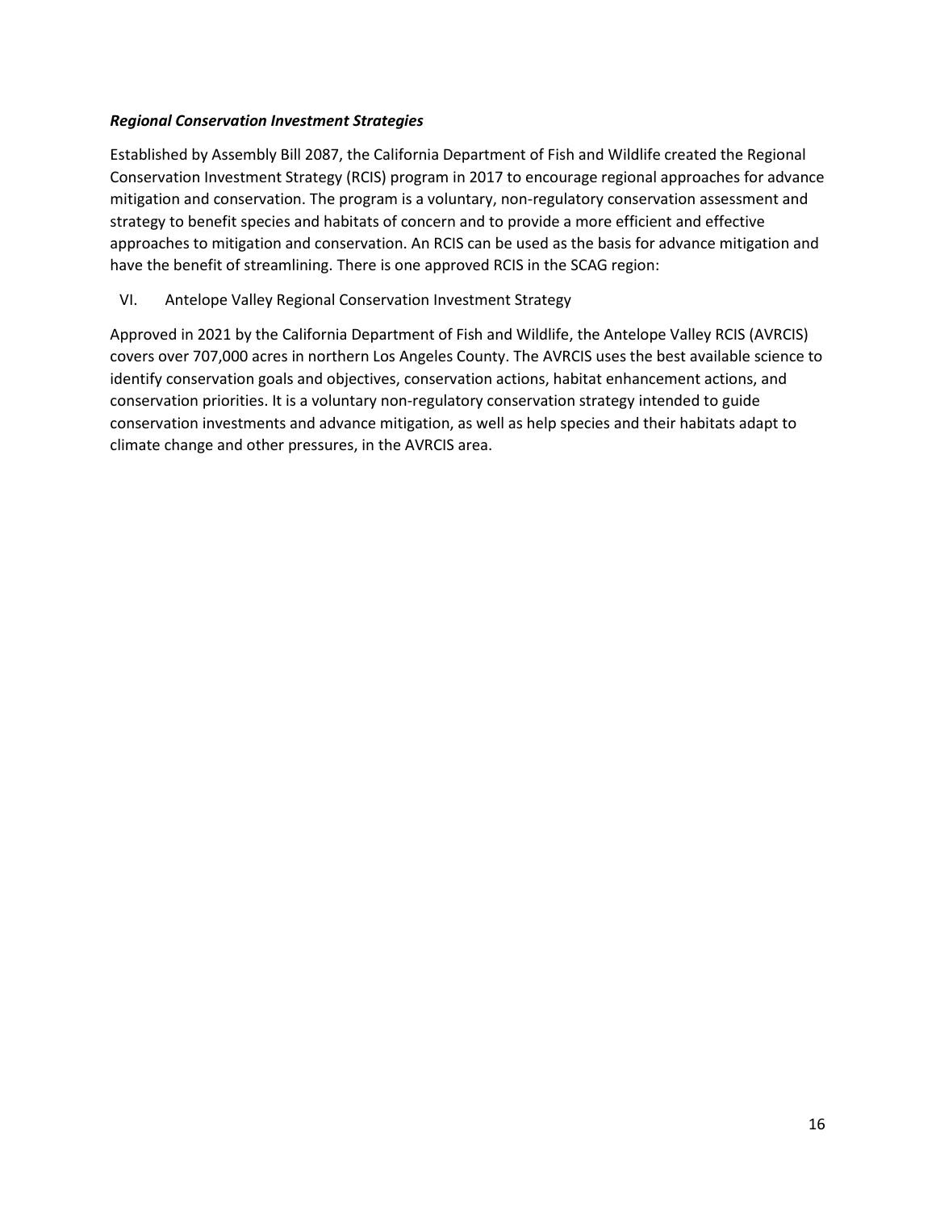***Regional Conservation Investment Strategies***

Established by Assembly Bill 2087, the California Department of Fish and Wildlife created the Regional Conservation Investment Strategy (RCIS) program in 2017 to encourage regional approaches for advance mitigation and conservation. The program is a voluntary, non-regulatory conservation assessment and strategy to benefit species and habitats of concern and to provide a more efficient and effective approaches to mitigation and conservation. An RCIS can be used as the basis for advance mitigation and have the benefit of streamlining. There is one approved RCIS in the SCAG region:

VI. Antelope Valley Regional Conservation Investment Strategy

Approved in 2021 by the California Department of Fish and Wildlife, the Antelope Valley RCIS (AVRCIS) covers over 707,000 acres in northern Los Angeles County. The AVRCIS uses the best available science to identify conservation goals and objectives, conservation actions, habitat enhancement actions, and conservation priorities. It is a voluntary non-regulatory conservation strategy intended to guide conservation investments and advance mitigation, as well as help species and their habitats adapt to climate change and other pressures, in the AVRCIS area.